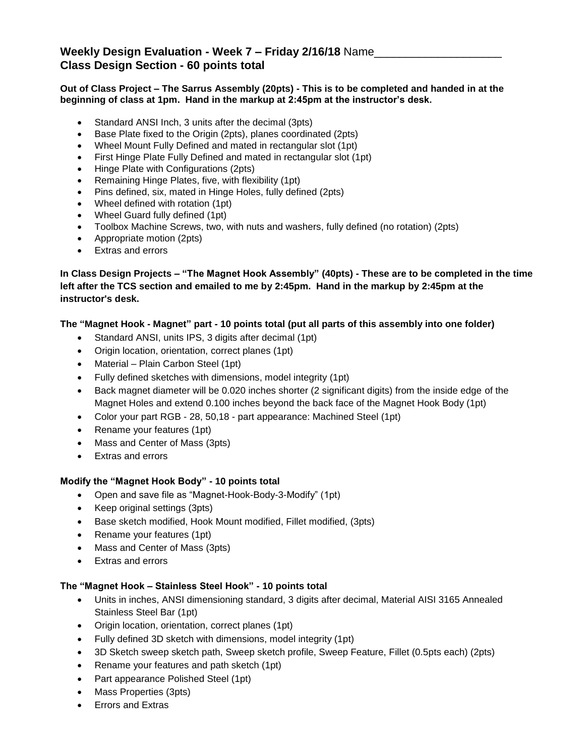**Weekly Design Evaluation - Week 7 – Friday 2/16/18** Name____________________
**Class Design Section - 60 points total**

**Out of Class Project – The Sarrus Assembly (20pts) - This is to be completed and handed in at the beginning of class at 1pm. Hand in the markup at 2:45pm at the instructor's desk.**

- Standard ANSI Inch, 3 units after the decimal (3pts)
- Base Plate fixed to the Origin (2pts), planes coordinated (2pts)
- Wheel Mount Fully Defined and mated in rectangular slot (1pt)
- First Hinge Plate Fully Defined and mated in rectangular slot (1pt)
- Hinge Plate with Configurations (2pts)
- Remaining Hinge Plates, five, with flexibility (1pt)
- Pins defined, six, mated in Hinge Holes, fully defined (2pts)
- Wheel defined with rotation (1pt)
- Wheel Guard fully defined (1pt)
- Toolbox Machine Screws, two, with nuts and washers, fully defined (no rotation) (2pts)
- Appropriate motion (2pts)
- Extras and errors

**In Class Design Projects – "The Magnet Hook Assembly" (40pts) - These are to be completed in the time left after the TCS section and emailed to me by 2:45pm. Hand in the markup by 2:45pm at the instructor's desk.**

**The "Magnet Hook - Magnet" part - 10 points total (put all parts of this assembly into one folder)**

- Standard ANSI, units IPS, 3 digits after decimal (1pt)
- Origin location, orientation, correct planes (1pt)
- Material – Plain Carbon Steel (1pt)
- Fully defined sketches with dimensions, model integrity (1pt)
- Back magnet diameter will be 0.020 inches shorter (2 significant digits) from the inside edge of the Magnet Holes and extend 0.100 inches beyond the back face of the Magnet Hook Body (1pt)
- Color your part RGB - 28, 50,18 - part appearance: Machined Steel (1pt)
- Rename your features (1pt)
- Mass and Center of Mass (3pts)
- Extras and errors

**Modify the "Magnet Hook Body" - 10 points total**

- Open and save file as "Magnet-Hook-Body-3-Modify" (1pt)
- Keep original settings (3pts)
- Base sketch modified, Hook Mount modified, Fillet modified, (3pts)
- Rename your features (1pt)
- Mass and Center of Mass (3pts)
- Extras and errors

**The "Magnet Hook – Stainless Steel Hook" - 10 points total**

- Units in inches, ANSI dimensioning standard, 3 digits after decimal, Material AISI 3165 Annealed Stainless Steel Bar (1pt)
- Origin location, orientation, correct planes (1pt)
- Fully defined 3D sketch with dimensions, model integrity (1pt)
- 3D Sketch sweep sketch path, Sweep sketch profile, Sweep Feature, Fillet (0.5pts each) (2pts)
- Rename your features and path sketch (1pt)
- Part appearance Polished Steel (1pt)
- Mass Properties (3pts)
- Errors and Extras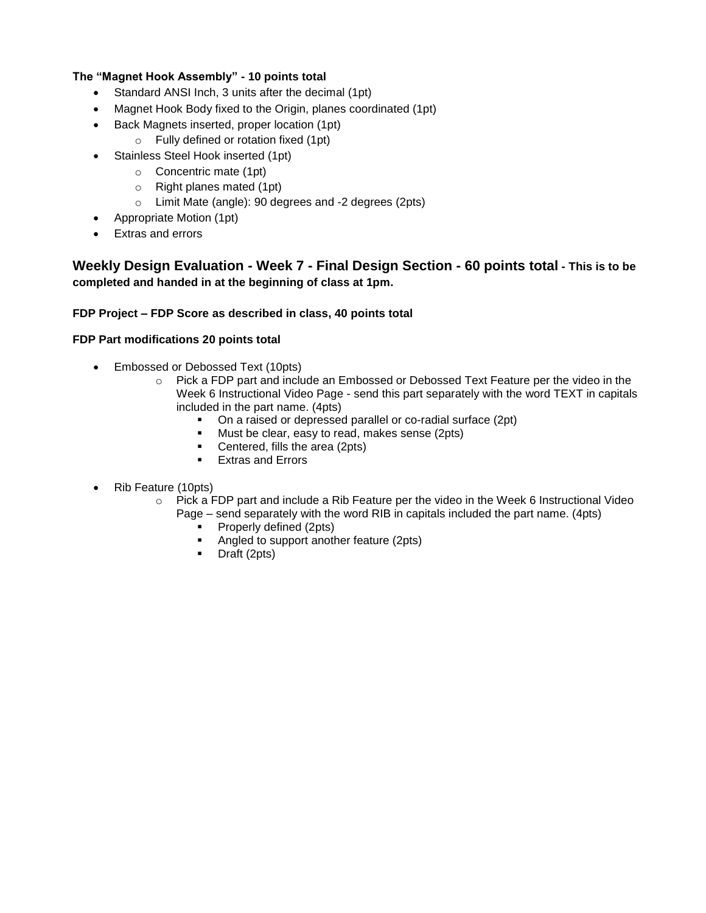**The "Magnet Hook Assembly" - 10 points total**

- Standard ANSI Inch, 3 units after the decimal (1pt)
- Magnet Hook Body fixed to the Origin, planes coordinated (1pt)
- Back Magnets inserted, proper location (1pt)
  - Fully defined or rotation fixed (1pt)
- Stainless Steel Hook inserted (1pt)
  - Concentric mate (1pt)
  - Right planes mated (1pt)
  - Limit Mate (angle): 90 degrees and -2 degrees (2pts)
- Appropriate Motion (1pt)
- Extras and errors

## Weekly Design Evaluation - Week 7 - Final Design Section - 60 points total - This is to be completed and handed in at the beginning of class at 1pm.

**FDP Project – FDP Score as described in class, 40 points total**

**FDP Part modifications 20 points total**

- Embossed or Debossed Text (10pts)
  - Pick a FDP part and include an Embossed or Debossed Text Feature per the video in the Week 6 Instructional Video Page - send this part separately with the word TEXT in capitals included in the part name. (4pts)
    - On a raised or depressed parallel or co-radial surface (2pt)
    - Must be clear, easy to read, makes sense (2pts)
    - Centered, fills the area (2pts)
    - Extras and Errors

- Rib Feature (10pts)
  - Pick a FDP part and include a Rib Feature per the video in the Week 6 Instructional Video Page – send separately with the word RIB in capitals included the part name. (4pts)
    - Properly defined (2pts)
    - Angled to support another feature (2pts)
    - Draft (2pts)